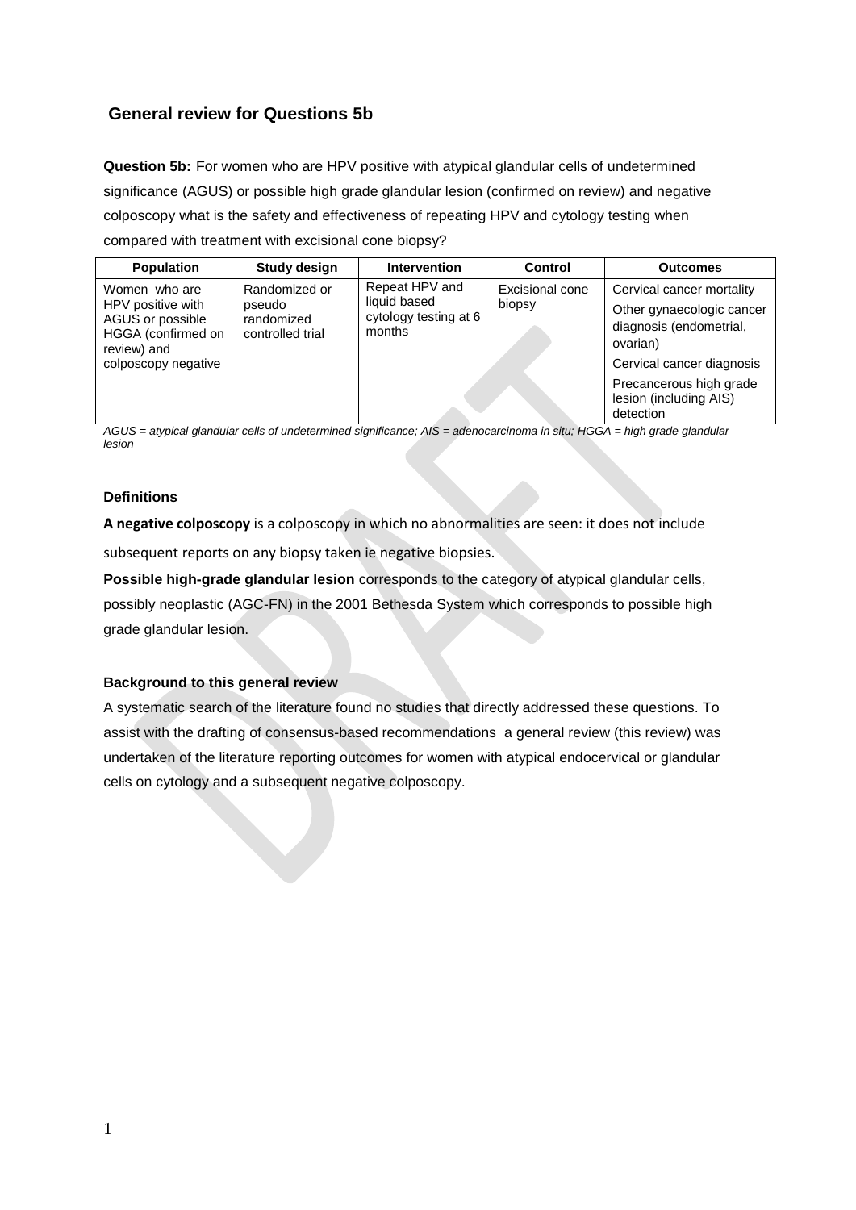## General review for Questions 5b

**Question 5b:** For women who are HPV positive with atypical glandular cells of undetermined significance (AGUS) or possible high grade glandular lesion (confirmed on review) and negative colposcopy what is the safety and effectiveness of repeating HPV and cytology testing when compared with treatment with excisional cone biopsy?

| Population | Study design | Intervention | Control | Outcomes |
|---|---|---|---|---|
| Women who are HPV positive with AGUS or possible HGGA (confirmed on review) and colposcopy negative | Randomized or pseudo randomized controlled trial | Repeat HPV and liquid based cytology testing at 6 months | Excisional cone biopsy | Cervical cancer mortality<br>Other gynaecologic cancer diagnosis (endometrial, ovarian)<br>Cervical cancer diagnosis<br>Precancerous high grade lesion (including AIS) detection |

*AGUS = atypical glandular cells of undetermined significance; AIS = adenocarcinoma in situ; HGGA = high grade glandular lesion*

### Definitions

**A negative colposcopy** is a colposcopy in which no abnormalities are seen: it does not include subsequent reports on any biopsy taken ie negative biopsies.

**Possible high-grade glandular lesion** corresponds to the category of atypical glandular cells, possibly neoplastic (AGC-FN) in the 2001 Bethesda System which corresponds to possible high grade glandular lesion.

### Background to this general review

A systematic search of the literature found no studies that directly addressed these questions. To assist with the drafting of consensus-based recommendations a general review (this review) was undertaken of the literature reporting outcomes for women with atypical endocervical or glandular cells on cytology and a subsequent negative colposcopy.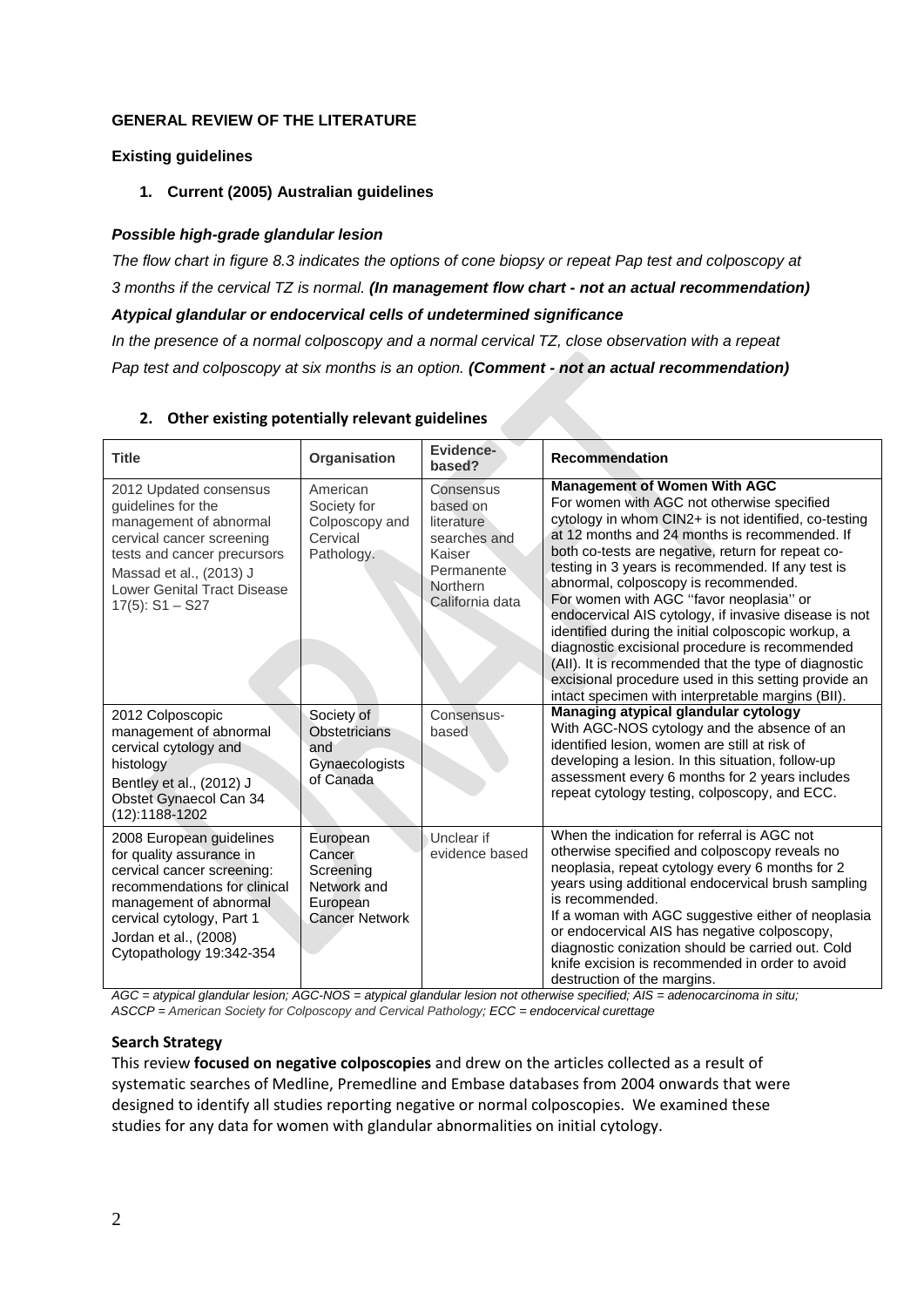**GENERAL REVIEW OF THE LITERATURE**

**Existing guidelines**

**1. Current (2005) Australian guidelines**

***Possible high-grade glandular lesion***

*The flow chart in figure 8.3 indicates the options of cone biopsy or repeat Pap test and colposcopy at 3 months if the cervical TZ is normal.* ***(In management flow chart - not an actual recommendation)***

***Atypical glandular or endocervical cells of undetermined significance***

*In the presence of a normal colposcopy and a normal cervical TZ, close observation with a repeat Pap test and colposcopy at six months is an option.* ***(Comment - not an actual recommendation)***

**2. Other existing potentially relevant guidelines**

| Title | Organisation | Evidence-based? | Recommendation |
|---|---|---|---|
| 2012 Updated consensus guidelines for the management of abnormal cervical cancer screening tests and cancer precursors Massad et al., (2013) J Lower Genital Tract Disease 17(5): S1 – S27 | American Society for Colposcopy and Cervical Pathology. | Consensus based on literature searches and Kaiser Permanente Northern California data | **Management of Women With AGC** For women with AGC not otherwise specified cytology in whom CIN2+ is not identified, co-testing at 12 months and 24 months is recommended. If both co-tests are negative, return for repeat co-testing in 3 years is recommended. If any test is abnormal, colposcopy is recommended. For women with AGC ''favor neoplasia'' or endocervical AIS cytology, if invasive disease is not identified during the initial colposcopic workup, a diagnostic excisional procedure is recommended (AII). It is recommended that the type of diagnostic excisional procedure used in this setting provide an intact specimen with interpretable margins (BII). |
| 2012 Colposcopic management of abnormal cervical cytology and histology Bentley et al., (2012) J Obstet Gynaecol Can 34 (12):1188-1202 | Society of Obstetricians and Gynaecologists of Canada | Consensus-based | **Managing atypical glandular cytology** With AGC-NOS cytology and the absence of an identified lesion, women are still at risk of developing a lesion. In this situation, follow-up assessment every 6 months for 2 years includes repeat cytology testing, colposcopy, and ECC. |
| 2008 European guidelines for quality assurance in cervical cancer screening: recommendations for clinical management of abnormal cervical cytology, Part 1 Jordan et al., (2008) Cytopathology 19:342-354 | European Cancer Screening Network and European Cancer Network | Unclear if evidence based | When the indication for referral is AGC not otherwise specified and colposcopy reveals no neoplasia, repeat cytology every 6 months for 2 years using additional endocervical brush sampling is recommended. If a woman with AGC suggestive either of neoplasia or endocervical AIS has negative colposcopy, diagnostic conization should be carried out. Cold knife excision is recommended in order to avoid destruction of the margins. |

*AGC = atypical glandular lesion; AGC-NOS = atypical glandular lesion not otherwise specified; AIS = adenocarcinoma in situ; ASCCP = American Society for Colposcopy and Cervical Pathology; ECC = endocervical curettage*

**Search Strategy**

This review **focused on negative colposcopies** and drew on the articles collected as a result of systematic searches of Medline, Premedline and Embase databases from 2004 onwards that were designed to identify all studies reporting negative or normal colposcopies. We examined these studies for any data for women with glandular abnormalities on initial cytology.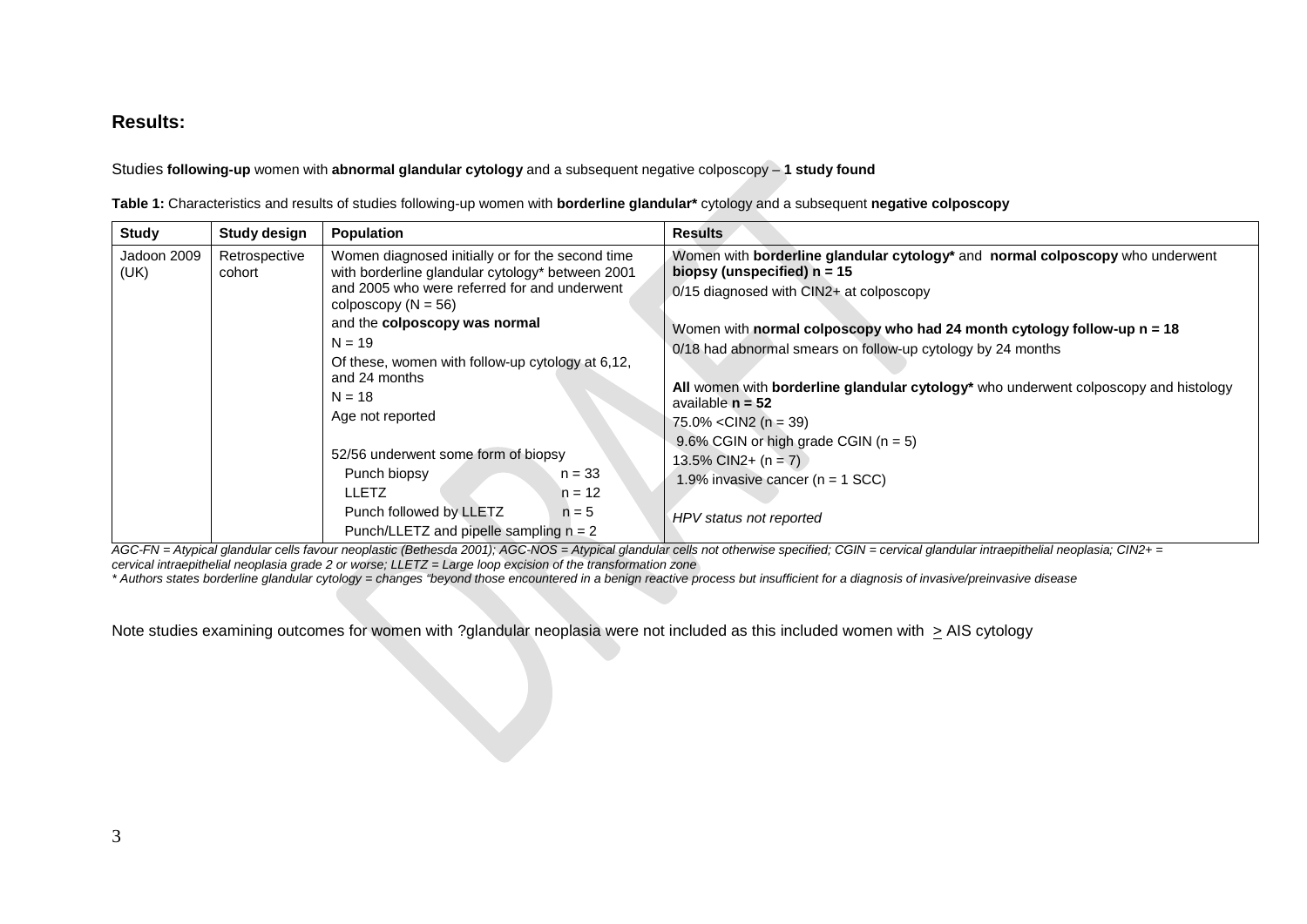## Results:

Studies **following-up** women with **abnormal glandular cytology** and a subsequent negative colposcopy – **1 study found**

**Table 1:** Characteristics and results of studies following-up women with **borderline glandular*** cytology and a subsequent **negative colposcopy**

| Study | Study design | Population | Results |
|---|---|---|---|
| Jadoon 2009 (UK) | Retrospective cohort | Women diagnosed initially or for the second time with borderline glandular cytology* between 2001 and 2005 who were referred for and underwent colposcopy (N = 56)<br>and the **colposcopy was normal**<br>N = 19<br>Of these, women with follow-up cytology at 6,12, and 24 months<br>N = 18<br>Age not reported<br><br>52/56 underwent some form of biopsy<br>Punch biopsy n = 33<br>LLETZ n = 12<br>Punch followed by LLETZ n = 5<br>Punch/LLETZ and pipelle sampling n = 2 | Women with **borderline glandular cytology*** and **normal colposcopy** who underwent **biopsy (unspecified) n = 15**<br>0/15 diagnosed with CIN2+ at colposcopy<br><br>Women with **normal colposcopy who had 24 month cytology follow-up n = 18**<br>0/18 had abnormal smears on follow-up cytology by 24 months<br><br>**All** women with **borderline glandular cytology*** who underwent colposcopy and histology available **n = 52**<br>75.0% <CIN2 (n = 39)<br>9.6% CGIN or high grade CGIN (n = 5)<br>13.5% CIN2+ (n = 7)<br>1.9% invasive cancer (n = 1 SCC)<br><br>*HPV status not reported* |

*AGC-FN = Atypical glandular cells favour neoplastic (Bethesda 2001); AGC-NOS = Atypical glandular cells not otherwise specified; CGIN = cervical glandular intraepithelial neoplasia; CIN2+ = cervical intraepithelial neoplasia grade 2 or worse; LLETZ = Large loop excision of the transformation zone*

*\* Authors states borderline glandular cytology = changes "beyond those encountered in a benign reactive process but insufficient for a diagnosis of invasive/preinvasive disease*

Note studies examining outcomes for women with ?glandular neoplasia were not included as this included women with ≥ AIS cytology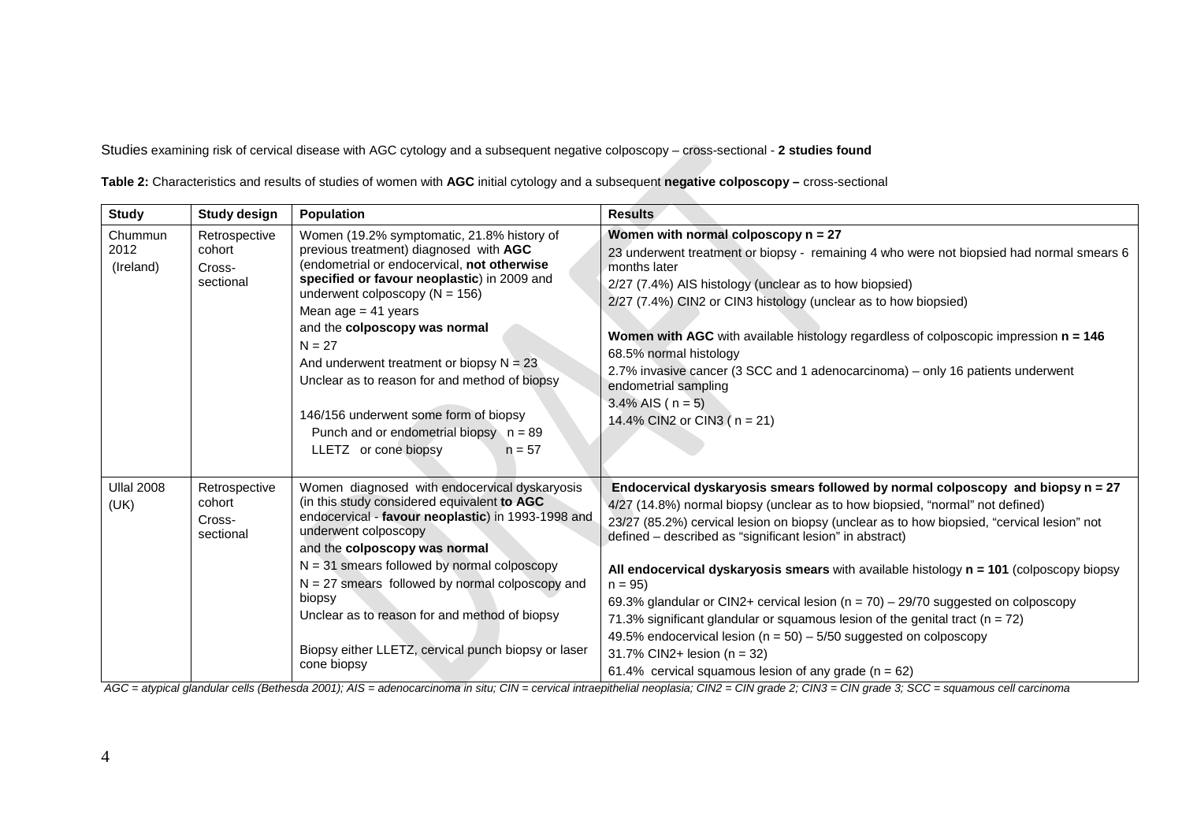Studies examining risk of cervical disease with AGC cytology and a subsequent negative colposcopy – cross-sectional - **2 studies found**

**Table 2:** Characteristics and results of studies of women with **AGC** initial cytology and a subsequent **negative colposcopy –** cross-sectional

| Study | Study design | Population | Results |
|---|---|---|---|
| Chummun 2012 (Ireland) | Retrospective cohort Cross-sectional | Women (19.2% symptomatic, 21.8% history of previous treatment) diagnosed with **AGC** (endometrial or endocervical, **not otherwise specified or favour neoplastic**) in 2009 and underwent colposcopy (N = 156)<br>Mean age = 41 years<br>and the **colposcopy was normal**<br>N = 27<br>And underwent treatment or biopsy N = 23<br>Unclear as to reason for and method of biopsy<br><br>146/156 underwent some form of biopsy<br>Punch and or endometrial biopsy n = 89<br>LLETZ or cone biopsy n = 57 | **Women with normal colposcopy n = 27**<br>23 underwent treatment or biopsy - remaining 4 who were not biopsied had normal smears 6 months later<br>2/27 (7.4%) AIS histology (unclear as to how biopsied)<br>2/27 (7.4%) CIN2 or CIN3 histology (unclear as to how biopsied)<br><br>**Women with AGC** with available histology regardless of colposcopic impression **n = 146**<br>68.5% normal histology<br>2.7% invasive cancer (3 SCC and 1 adenocarcinoma) – only 16 patients underwent endometrial sampling<br>3.4% AIS ( n = 5)<br>14.4% CIN2 or CIN3 ( n = 21) |
| Ullal 2008 (UK) | Retrospective cohort Cross-sectional | Women diagnosed with endocervical dyskaryosis (in this study considered equivalent **to AGC** endocervical - **favour neoplastic**) in 1993-1998 and underwent colposcopy<br>and the **colposcopy was normal**<br>N = 31 smears followed by normal colposcopy<br>N = 27 smears followed by normal colposcopy and biopsy<br>Unclear as to reason for and method of biopsy<br><br>Biopsy either LLETZ, cervical punch biopsy or laser cone biopsy | **Endocervical dyskaryosis smears followed by normal colposcopy and biopsy n = 27**<br>4/27 (14.8%) normal biopsy (unclear as to how biopsied, "normal" not defined)<br>23/27 (85.2%) cervical lesion on biopsy (unclear as to how biopsied, "cervical lesion" not defined – described as "significant lesion" in abstract)<br><br>**All endocervical dyskaryosis smears** with available histology **n = 101** (colposcopy biopsy n = 95)<br>69.3% glandular or CIN2+ cervical lesion (n = 70) – 29/70 suggested on colposcopy<br>71.3% significant glandular or squamous lesion of the genital tract (n = 72)<br>49.5% endocervical lesion (n = 50) – 5/50 suggested on colposcopy<br>31.7% CIN2+ lesion (n = 32)<br>61.4% cervical squamous lesion of any grade (n = 62) |

*AGC = atypical glandular cells (Bethesda 2001); AIS = adenocarcinoma in situ; CIN = cervical intraepithelial neoplasia; CIN2 = CIN grade 2; CIN3 = CIN grade 3; SCC = squamous cell carcinoma*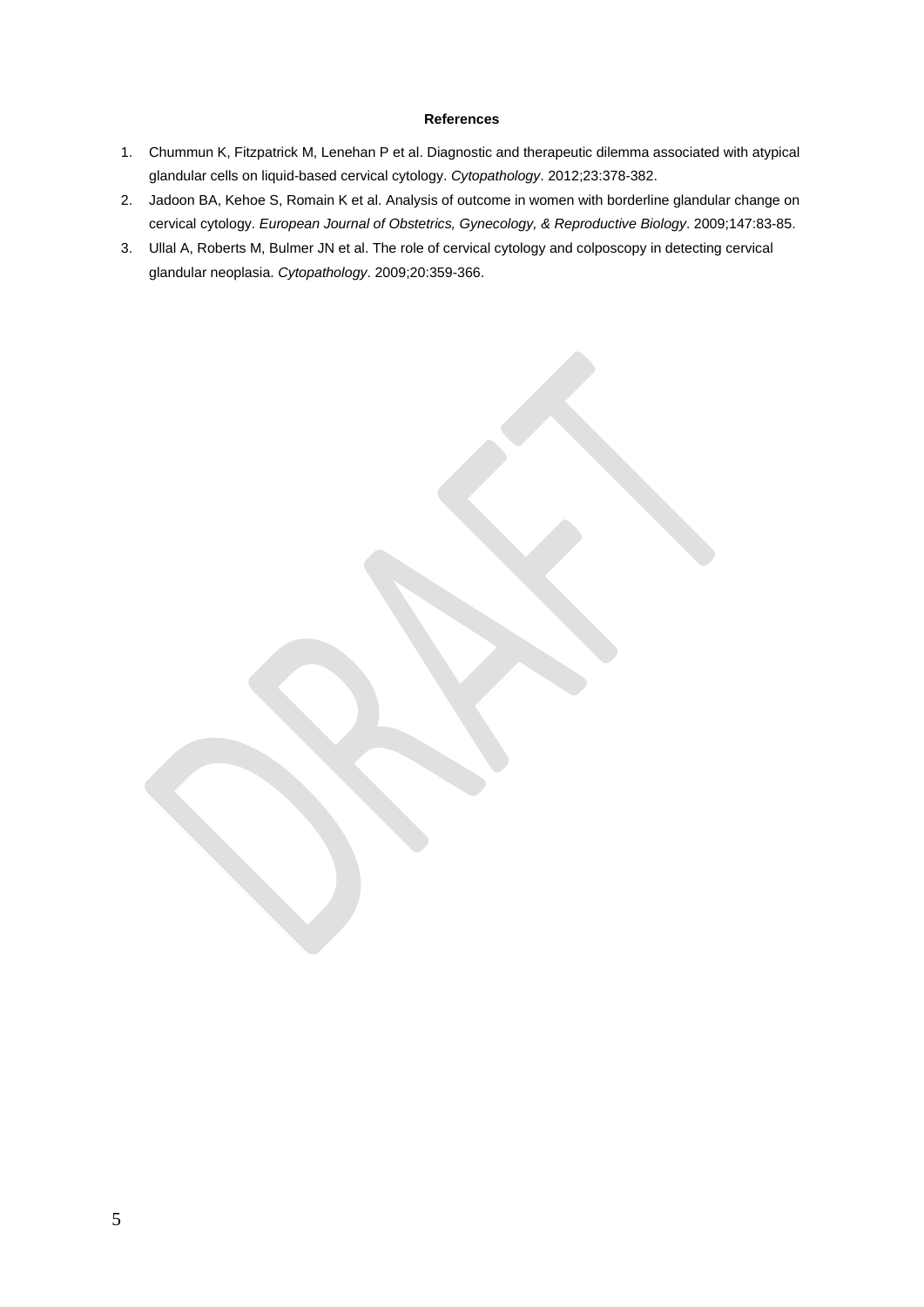**References**

1. Chummun K, Fitzpatrick M, Lenehan P et al. Diagnostic and therapeutic dilemma associated with atypical glandular cells on liquid-based cervical cytology. *Cytopathology*. 2012;23:378-382.
2. Jadoon BA, Kehoe S, Romain K et al. Analysis of outcome in women with borderline glandular change on cervical cytology. *European Journal of Obstetrics, Gynecology, & Reproductive Biology*. 2009;147:83-85.
3. Ullal A, Roberts M, Bulmer JN et al. The role of cervical cytology and colposcopy in detecting cervical glandular neoplasia. *Cytopathology*. 2009;20:359-366.